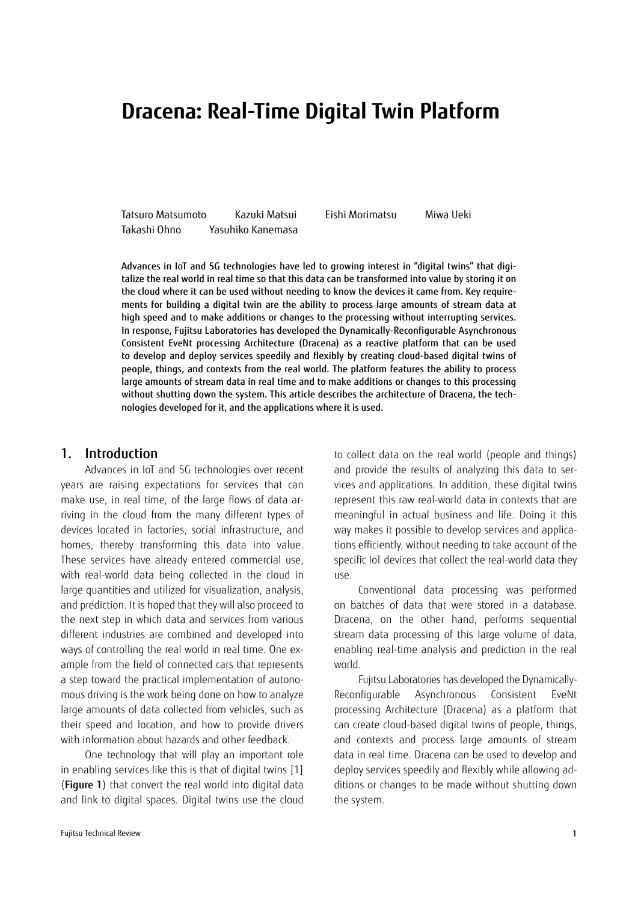# Dracena: Real-Time Digital Twin Platform

Tatsuro Matsumoto Kazuki Matsui Eishi Morimatsu Miwa Ueki
Takashi Ohno Yasuhiko Kanemasa

**Advances in IoT and 5G technologies have led to growing interest in "digital twins" that digitalize the real world in real time so that this data can be transformed into value by storing it on the cloud where it can be used without needing to know the devices it came from. Key requirements for building a digital twin are the ability to process large amounts of stream data at high speed and to make additions or changes to the processing without interrupting services. In response, Fujitsu Laboratories has developed the Dynamically-Reconfigurable Asynchronous Consistent EveNt processing Architecture (Dracena) as a reactive platform that can be used to develop and deploy services speedily and flexibly by creating cloud-based digital twins of people, things, and contexts from the real world. The platform features the ability to process large amounts of stream data in real time and to make additions or changes to this processing without shutting down the system. This article describes the architecture of Dracena, the technologies developed for it, and the applications where it is used.**

## 1. Introduction

Advances in IoT and 5G technologies over recent years are raising expectations for services that can make use, in real time, of the large flows of data arriving in the cloud from the many different types of devices located in factories, social infrastructure, and homes, thereby transforming this data into value. These services have already entered commercial use, with real-world data being collected in the cloud in large quantities and utilized for visualization, analysis, and prediction. It is hoped that they will also proceed to the next step in which data and services from various different industries are combined and developed into ways of controlling the real world in real time. One example from the field of connected cars that represents a step toward the practical implementation of autonomous driving is the work being done on how to analyze large amounts of data collected from vehicles, such as their speed and location, and how to provide drivers with information about hazards and other feedback.

One technology that will play an important role in enabling services like this is that of digital twins [1] (**Figure 1**) that convert the real world into digital data and link to digital spaces. Digital twins use the cloud to collect data on the real world (people and things) and provide the results of analyzing this data to services and applications. In addition, these digital twins represent this raw real-world data in contexts that are meaningful in actual business and life. Doing it this way makes it possible to develop services and applications efficiently, without needing to take account of the specific IoT devices that collect the real-world data they use.

Conventional data processing was performed on batches of data that were stored in a database. Dracena, on the other hand, performs sequential stream data processing of this large volume of data, enabling real-time analysis and prediction in the real world.

Fujitsu Laboratories has developed the Dynamically-Reconfigurable Asynchronous Consistent EveNt processing Architecture (Dracena) as a platform that can create cloud-based digital twins of people, things, and contexts and process large amounts of stream data in real time. Dracena can be used to develop and deploy services speedily and flexibly while allowing additions or changes to be made without shutting down the system.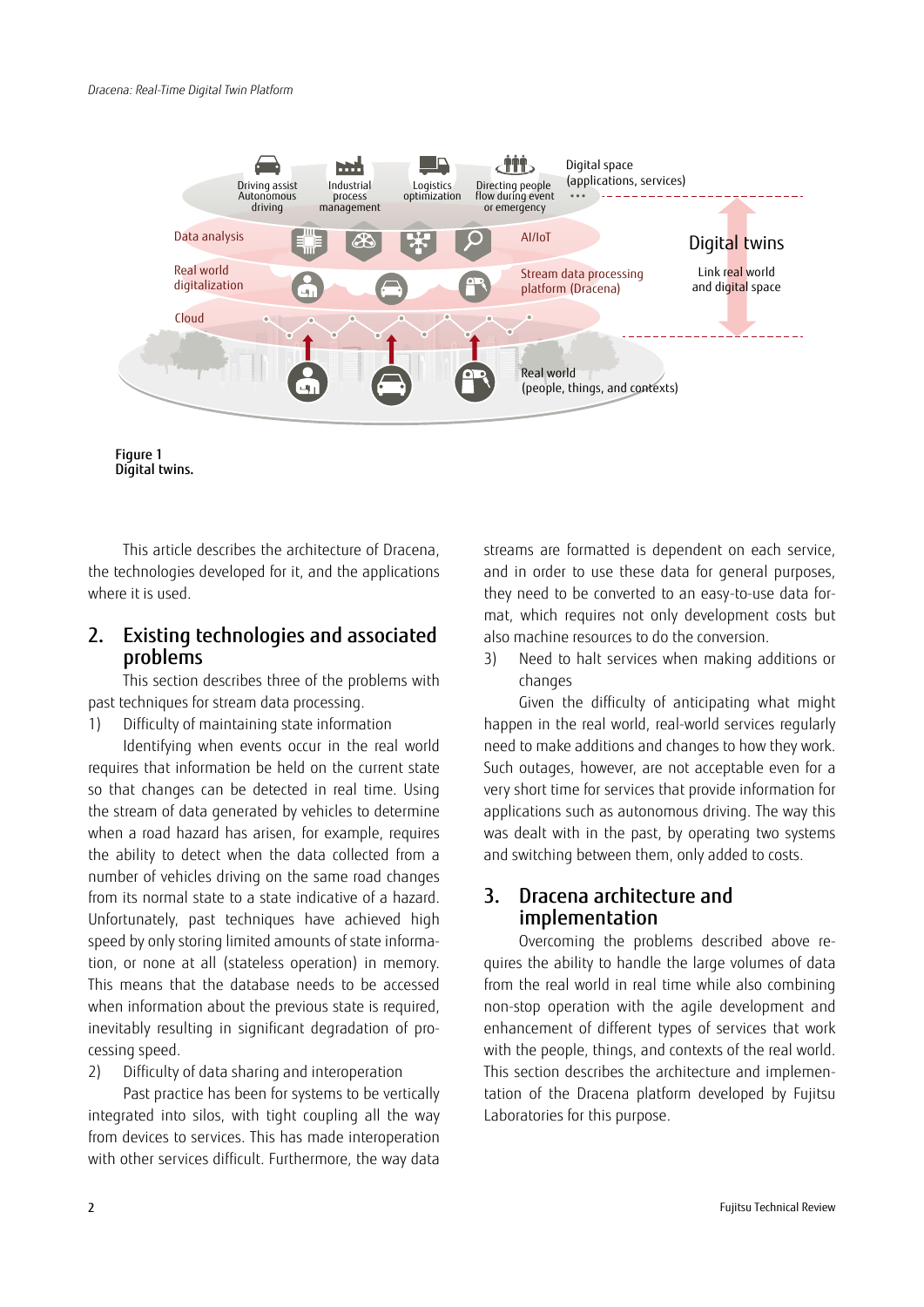Figure 1
Digital twins.

This article describes the architecture of Dracena, the technologies developed for it, and the applications where it is used.

## 2. Existing technologies and associated problems

This section describes three of the problems with past techniques for stream data processing.

1) Difficulty of maintaining state information

Identifying when events occur in the real world requires that information be held on the current state so that changes can be detected in real time. Using the stream of data generated by vehicles to determine when a road hazard has arisen, for example, requires the ability to detect when the data collected from a number of vehicles driving on the same road changes from its normal state to a state indicative of a hazard. Unfortunately, past techniques have achieved high speed by only storing limited amounts of state information, or none at all (stateless operation) in memory. This means that the database needs to be accessed when information about the previous state is required, inevitably resulting in significant degradation of processing speed.

2) Difficulty of data sharing and interoperation

Past practice has been for systems to be vertically integrated into silos, with tight coupling all the way from devices to services. This has made interoperation with other services difficult. Furthermore, the way data streams are formatted is dependent on each service, and in order to use these data for general purposes, they need to be converted to an easy-to-use data format, which requires not only development costs but also machine resources to do the conversion.

3) Need to halt services when making additions or changes

Given the difficulty of anticipating what might happen in the real world, real-world services regularly need to make additions and changes to how they work. Such outages, however, are not acceptable even for a very short time for services that provide information for applications such as autonomous driving. The way this was dealt with in the past, by operating two systems and switching between them, only added to costs.

## 3. Dracena architecture and implementation

Overcoming the problems described above requires the ability to handle the large volumes of data from the real world in real time while also combining non-stop operation with the agile development and enhancement of different types of services that work with the people, things, and contexts of the real world. This section describes the architecture and implementation of the Dracena platform developed by Fujitsu Laboratories for this purpose.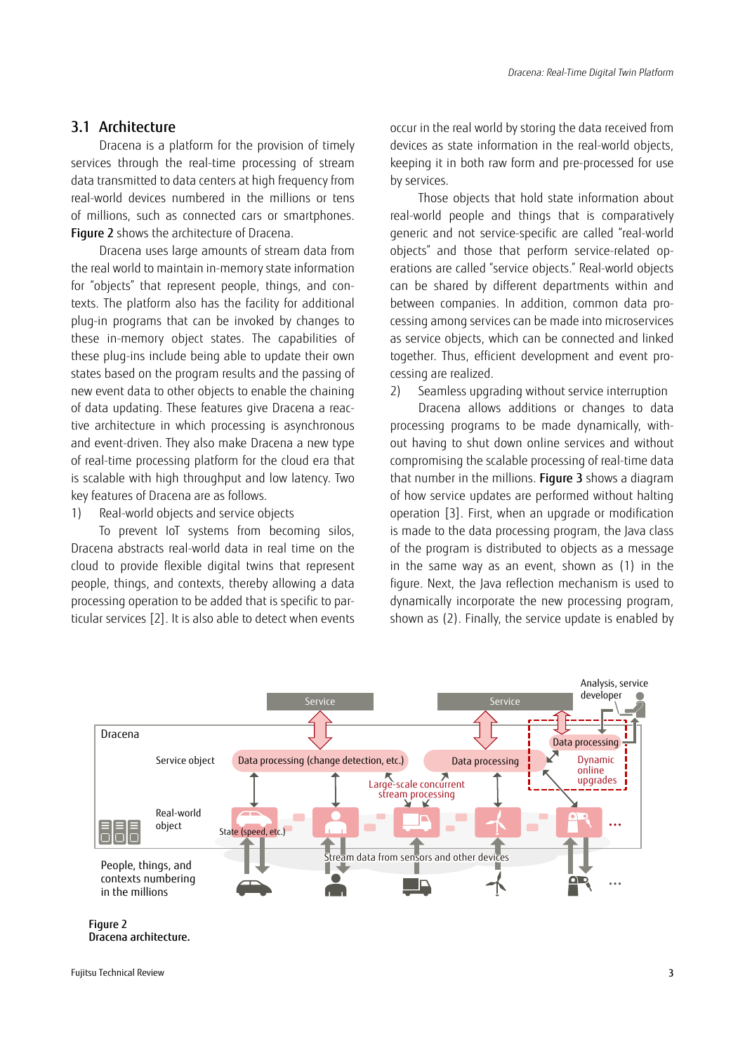## 3.1 Architecture

Dracena is a platform for the provision of timely services through the real-time processing of stream data transmitted to data centers at high frequency from real-world devices numbered in the millions or tens of millions, such as connected cars or smartphones. **Figure 2** shows the architecture of Dracena.

Dracena uses large amounts of stream data from the real world to maintain in-memory state information for "objects" that represent people, things, and contexts. The platform also has the facility for additional plug-in programs that can be invoked by changes to these in-memory object states. The capabilities of these plug-ins include being able to update their own states based on the program results and the passing of new event data to other objects to enable the chaining of data updating. These features give Dracena a reactive architecture in which processing is asynchronous and event-driven. They also make Dracena a new type of real-time processing platform for the cloud era that is scalable with high throughput and low latency. Two key features of Dracena are as follows.

1) Real-world objects and service objects

To prevent IoT systems from becoming silos, Dracena abstracts real-world data in real time on the cloud to provide flexible digital twins that represent people, things, and contexts, thereby allowing a data processing operation to be added that is specific to particular services [2]. It is also able to detect when events occur in the real world by storing the data received from devices as state information in the real-world objects, keeping it in both raw form and pre-processed for use by services.

Those objects that hold state information about real-world people and things that is comparatively generic and not service-specific are called "real-world objects" and those that perform service-related operations are called "service objects." Real-world objects can be shared by different departments within and between companies. In addition, common data processing among services can be made into microservices as service objects, which can be connected and linked together. Thus, efficient development and event processing are realized.

2) Seamless upgrading without service interruption

Dracena allows additions or changes to data processing programs to be made dynamically, without having to shut down online services and without compromising the scalable processing of real-time data that number in the millions. **Figure 3** shows a diagram of how service updates are performed without halting operation [3]. First, when an upgrade or modification is made to the data processing program, the Java class of the program is distributed to objects as a message in the same way as an event, shown as (1) in the figure. Next, the Java reflection mechanism is used to dynamically incorporate the new processing program, shown as (2). Finally, the service update is enabled by

Figure 2
Dracena architecture.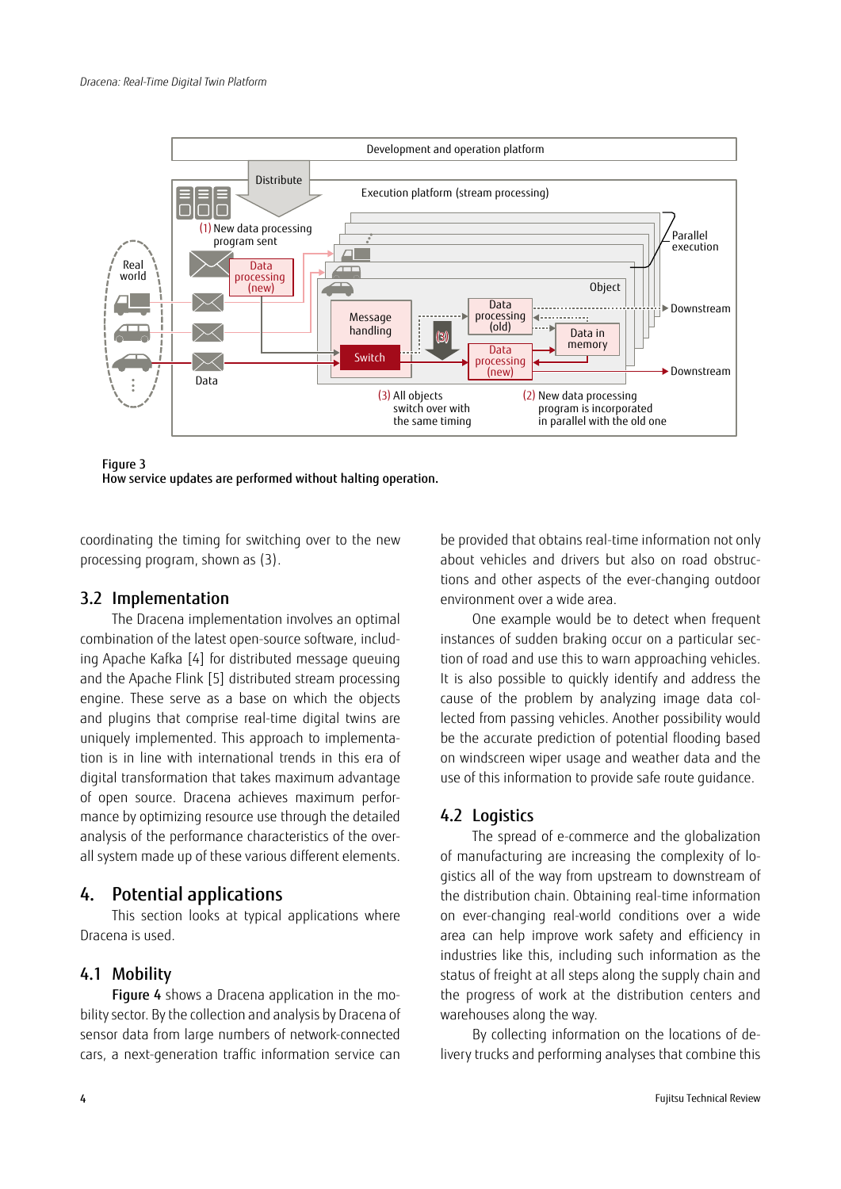Figure 3
**How service updates are performed without halting operation.**

coordinating the timing for switching over to the new processing program, shown as (3).

### 3.2 Implementation

The Dracena implementation involves an optimal combination of the latest open-source software, including Apache Kafka [4] for distributed message queuing and the Apache Flink [5] distributed stream processing engine. These serve as a base on which the objects and plugins that comprise real-time digital twins are uniquely implemented. This approach to implementation is in line with international trends in this era of digital transformation that takes maximum advantage of open source. Dracena achieves maximum performance by optimizing resource use through the detailed analysis of the performance characteristics of the overall system made up of these various different elements.

## 4. Potential applications

This section looks at typical applications where Dracena is used.

### 4.1 Mobility

**Figure 4** shows a Dracena application in the mobility sector. By the collection and analysis by Dracena of sensor data from large numbers of network-connected cars, a next-generation traffic information service can be provided that obtains real-time information not only about vehicles and drivers but also on road obstructions and other aspects of the ever-changing outdoor environment over a wide area.

One example would be to detect when frequent instances of sudden braking occur on a particular section of road and use this to warn approaching vehicles. It is also possible to quickly identify and address the cause of the problem by analyzing image data collected from passing vehicles. Another possibility would be the accurate prediction of potential flooding based on windscreen wiper usage and weather data and the use of this information to provide safe route guidance.

### 4.2 Logistics

The spread of e-commerce and the globalization of manufacturing are increasing the complexity of logistics all of the way from upstream to downstream of the distribution chain. Obtaining real-time information on ever-changing real-world conditions over a wide area can help improve work safety and efficiency in industries like this, including such information as the status of freight at all steps along the supply chain and the progress of work at the distribution centers and warehouses along the way.

By collecting information on the locations of delivery trucks and performing analyses that combine this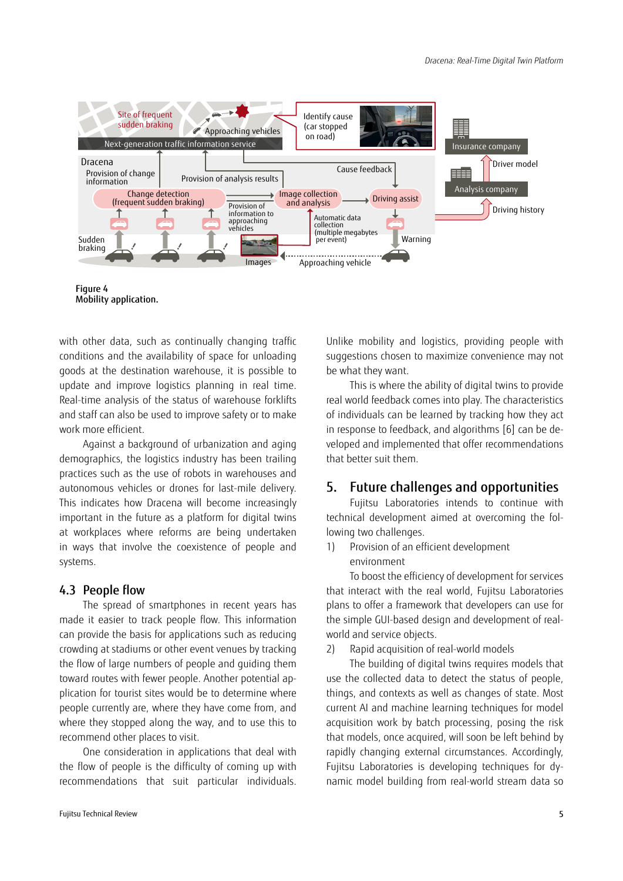Figure 4
**Mobility application.**

with other data, such as continually changing traffic conditions and the availability of space for unloading goods at the destination warehouse, it is possible to update and improve logistics planning in real time. Real-time analysis of the status of warehouse forklifts and staff can also be used to improve safety or to make work more efficient.

Against a background of urbanization and aging demographics, the logistics industry has been trailing practices such as the use of robots in warehouses and autonomous vehicles or drones for last-mile delivery. This indicates how Dracena will become increasingly important in the future as a platform for digital twins at workplaces where reforms are being undertaken in ways that involve the coexistence of people and systems.

### 4.3 People flow

The spread of smartphones in recent years has made it easier to track people flow. This information can provide the basis for applications such as reducing crowding at stadiums or other event venues by tracking the flow of large numbers of people and guiding them toward routes with fewer people. Another potential application for tourist sites would be to determine where people currently are, where they have come from, and where they stopped along the way, and to use this to recommend other places to visit.

One consideration in applications that deal with the flow of people is the difficulty of coming up with recommendations that suit particular individuals. Unlike mobility and logistics, providing people with suggestions chosen to maximize convenience may not be what they want.

This is where the ability of digital twins to provide real world feedback comes into play. The characteristics of individuals can be learned by tracking how they act in response to feedback, and algorithms [6] can be developed and implemented that offer recommendations that better suit them.

## 5. Future challenges and opportunities

Fujitsu Laboratories intends to continue with technical development aimed at overcoming the following two challenges.

1) Provision of an efficient development environment

To boost the efficiency of development for services that interact with the real world, Fujitsu Laboratories plans to offer a framework that developers can use for the simple GUI-based design and development of real-world and service objects.

2) Rapid acquisition of real-world models

The building of digital twins requires models that use the collected data to detect the status of people, things, and contexts as well as changes of state. Most current AI and machine learning techniques for model acquisition work by batch processing, posing the risk that models, once acquired, will soon be left behind by rapidly changing external circumstances. Accordingly, Fujitsu Laboratories is developing techniques for dynamic model building from real-world stream data so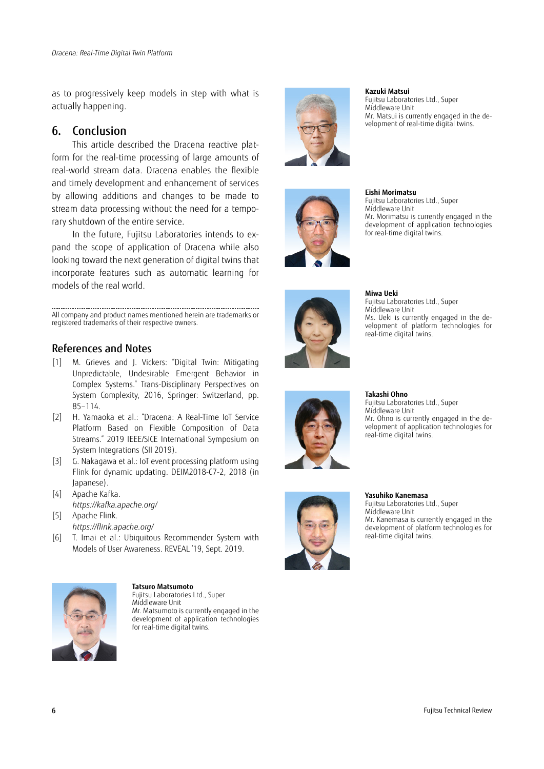as to progressively keep models in step with what is actually happening.

## 6. Conclusion

This article described the Dracena reactive platform for the real-time processing of large amounts of real-world stream data. Dracena enables the flexible and timely development and enhancement of services by allowing additions and changes to be made to stream data processing without the need for a temporary shutdown of the entire service.

In the future, Fujitsu Laboratories intends to expand the scope of application of Dracena while also looking toward the next generation of digital twins that incorporate features such as automatic learning for models of the real world.

---

All company and product names mentioned herein are trademarks or registered trademarks of their respective owners.

## References and Notes

[1] M. Grieves and J. Vickers: "Digital Twin: Mitigating Unpredictable, Undesirable Emergent Behavior in Complex Systems." Trans-Disciplinary Perspectives on System Complexity, 2016, Springer: Switzerland, pp. 85–114.

[2] H. Yamaoka et al.: "Dracena: A Real-Time IoT Service Platform Based on Flexible Composition of Data Streams." 2019 IEEE/SICE International Symposium on System Integrations (SII 2019).

[3] G. Nakagawa et al.: IoT event processing platform using Flink for dynamic updating. DEIM2018-C7-2, 2018 (in Japanese).

[4] Apache Kafka. *https://kafka.apache.org/*

[5] Apache Flink. *https://flink.apache.org/*

[6] T. Imai et al.: Ubiquitous Recommender System with Models of User Awareness. REVEAL '19, Sept. 2019.

**Tatsuro Matsumoto**
Fujitsu Laboratories Ltd., Super Middleware Unit
Mr. Matsumoto is currently engaged in the development of application technologies for real-time digital twins.

**Kazuki Matsui**
Fujitsu Laboratories Ltd., Super Middleware Unit
Mr. Matsui is currently engaged in the development of real-time digital twins.

**Eishi Morimatsu**
Fujitsu Laboratories Ltd., Super Middleware Unit
Mr. Morimatsu is currently engaged in the development of application technologies for real-time digital twins.

**Miwa Ueki**
Fujitsu Laboratories Ltd., Super Middleware Unit
Ms. Ueki is currently engaged in the development of platform technologies for real-time digital twins.

**Takashi Ohno**
Fujitsu Laboratories Ltd., Super Middleware Unit
Mr. Ohno is currently engaged in the development of application technologies for real-time digital twins.

**Yasuhiko Kanemasa**
Fujitsu Laboratories Ltd., Super Middleware Unit
Mr. Kanemasa is currently engaged in the development of platform technologies for real-time digital twins.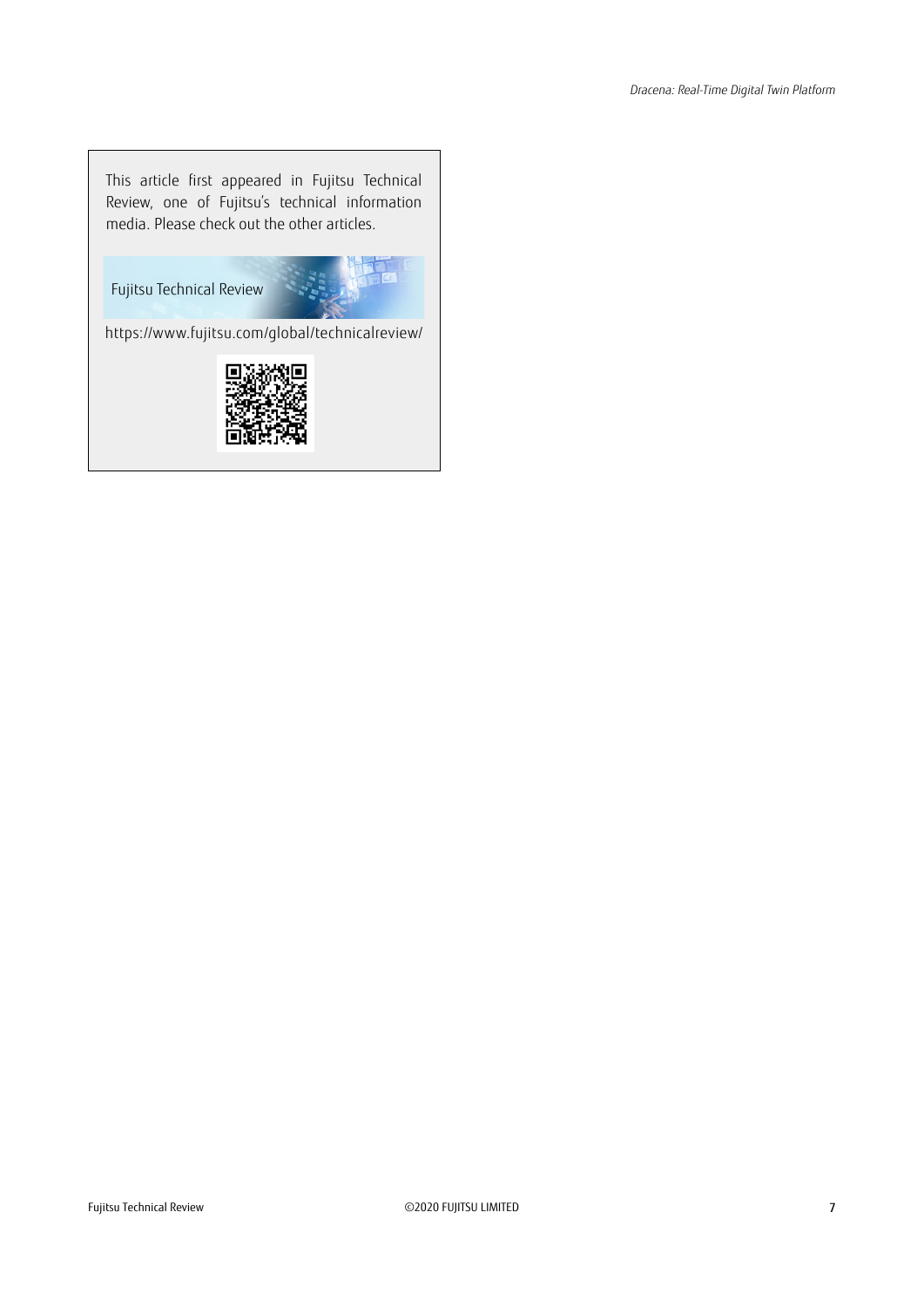This article first appeared in Fujitsu Technical Review, one of Fujitsu's technical information media. Please check out the other articles.

Fujitsu Technical Review

https://www.fujitsu.com/global/technicalreview/